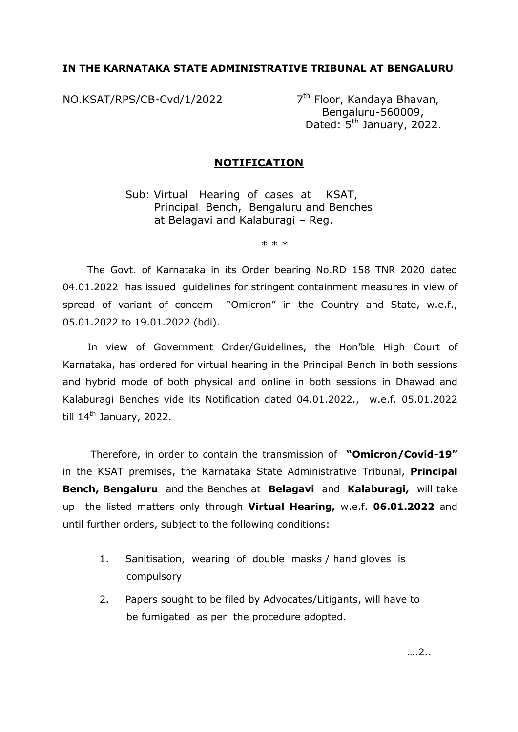**IN THE KARNATAKA STATE ADMINISTRATIVE TRIBUNAL AT BENGALURU**

NO.KSAT/RPS/CB-Cvd/1/2022

7th Floor, Kandaya Bhavan,
Bengaluru-560009,
Dated: 5th January, 2022.

## NOTIFICATION

Sub: Virtual Hearing of cases at KSAT, Principal Bench, Bengaluru and Benches at Belagavi and Kalaburagi – Reg.

* * *

The Govt. of Karnataka in its Order bearing No.RD 158 TNR 2020 dated 04.01.2022 has issued guidelines for stringent containment measures in view of spread of variant of concern "Omicron" in the Country and State, w.e.f., 05.01.2022 to 19.01.2022 (bdi).

In view of Government Order/Guidelines, the Hon'ble High Court of Karnataka, has ordered for virtual hearing in the Principal Bench in both sessions and hybrid mode of both physical and online in both sessions in Dhawad and Kalaburagi Benches vide its Notification dated 04.01.2022., w.e.f. 05.01.2022 till 14th January, 2022.

Therefore, in order to contain the transmission of **"Omicron/Covid-19"** in the KSAT premises, the Karnataka State Administrative Tribunal, **Principal Bench, Bengaluru** and the Benches at **Belagavi** and **Kalaburagi,** will take up the listed matters only through **Virtual Hearing,** w.e.f. **06.01.2022** and until further orders, subject to the following conditions:

1. Sanitisation, wearing of double masks / hand gloves is compulsory
2. Papers sought to be filed by Advocates/Litigants, will have to be fumigated as per the procedure adopted.

….2..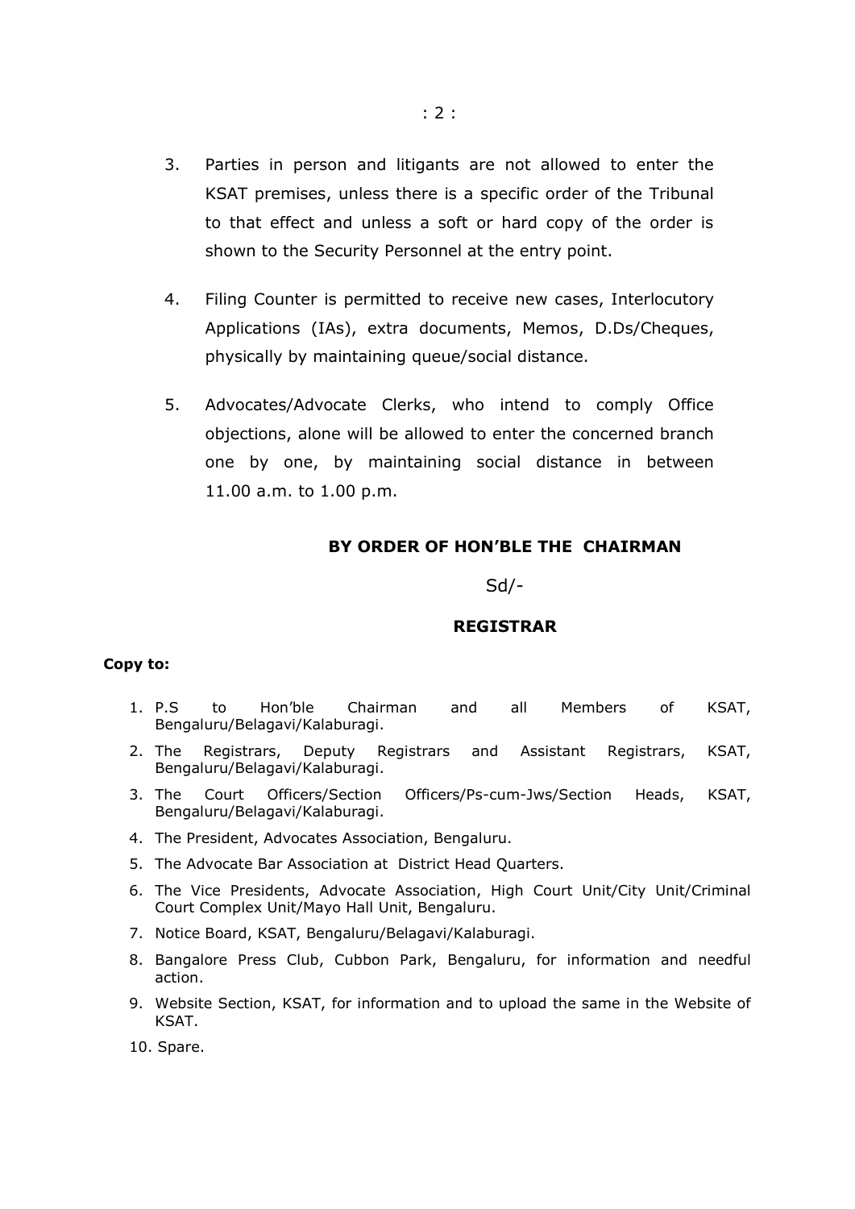3. Parties in person and litigants are not allowed to enter the KSAT premises, unless there is a specific order of the Tribunal to that effect and unless a soft or hard copy of the order is shown to the Security Personnel at the entry point.

4. Filing Counter is permitted to receive new cases, Interlocutory Applications (IAs), extra documents, Memos, D.Ds/Cheques, physically by maintaining queue/social distance.

5. Advocates/Advocate Clerks, who intend to comply Office objections, alone will be allowed to enter the concerned branch one by one, by maintaining social distance in between 11.00 a.m. to 1.00 p.m.

**BY ORDER OF HON'BLE THE CHAIRMAN**

Sd/-

**REGISTRAR**

**Copy to:**

1. P.S to Hon'ble Chairman and all Members of KSAT, Bengaluru/Belagavi/Kalaburagi.
2. The Registrars, Deputy Registrars and Assistant Registrars, KSAT, Bengaluru/Belagavi/Kalaburagi.
3. The Court Officers/Section Officers/Ps-cum-Jws/Section Heads, KSAT, Bengaluru/Belagavi/Kalaburagi.
4. The President, Advocates Association, Bengaluru.
5. The Advocate Bar Association at District Head Quarters.
6. The Vice Presidents, Advocate Association, High Court Unit/City Unit/Criminal Court Complex Unit/Mayo Hall Unit, Bengaluru.
7. Notice Board, KSAT, Bengaluru/Belagavi/Kalaburagi.
8. Bangalore Press Club, Cubbon Park, Bengaluru, for information and needful action.
9. Website Section, KSAT, for information and to upload the same in the Website of KSAT.
10. Spare.